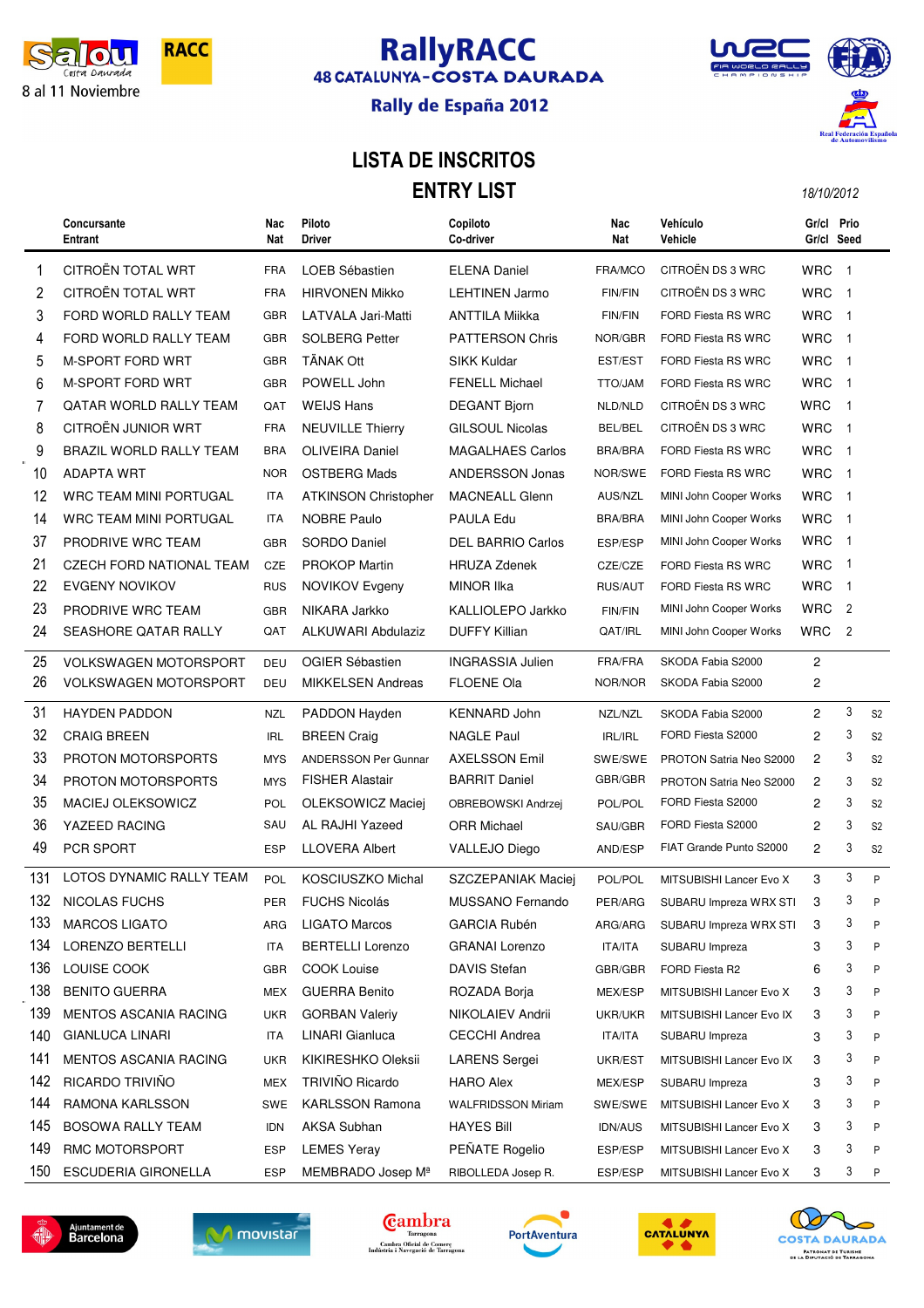# RallyRACC

## 48 CATALUNYA-COSTA DAURADA

### Rally de España 2012

Salou Costa Daurada — 8 al 11 Noviembre

# LISTA DE INSCRITOS

# ENTRY LIST

*18/10/2012*

| | Concursante Entrant | Nac Nat | Piloto Driver | Copiloto Co-driver | Nac Nat | Vehículo Vehicle | Gr/cl Gr/cl | Prio Seed | |
|---|---|---|---|---|---|---|---|---|---|
| 1 | CITROËN TOTAL WRT | FRA | LOEB Sébastien | ELENA Daniel | FRA/MCO | CITROËN DS 3 WRC | WRC | 1 | |
| 2 | CITROËN TOTAL WRT | FRA | HIRVONEN Mikko | LEHTINEN Jarmo | FIN/FIN | CITROËN DS 3 WRC | WRC | 1 | |
| 3 | FORD WORLD RALLY TEAM | GBR | LATVALA Jari-Matti | ANTTILA Miikka | FIN/FIN | FORD Fiesta RS WRC | WRC | 1 | |
| 4 | FORD WORLD RALLY TEAM | GBR | SOLBERG Petter | PATTERSON Chris | NOR/GBR | FORD Fiesta RS WRC | WRC | 1 | |
| 5 | M-SPORT FORD WRT | GBR | TÄNAK Ott | SIKK Kuldar | EST/EST | FORD Fiesta RS WRC | WRC | 1 | |
| 6 | M-SPORT FORD WRT | GBR | POWELL John | FENELL Michael | TTO/JAM | FORD Fiesta RS WRC | WRC | 1 | |
| 7 | QATAR WORLD RALLY TEAM | QAT | WEIJS Hans | DEGANT Bjorn | NLD/NLD | CITROËN DS 3 WRC | WRC | 1 | |
| 8 | CITROËN JUNIOR WRT | FRA | NEUVILLE Thierry | GILSOUL Nicolas | BEL/BEL | CITROËN DS 3 WRC | WRC | 1 | |
| 9 | BRAZIL WORLD RALLY TEAM | BRA | OLIVEIRA Daniel | MAGALHAES Carlos | BRA/BRA | FORD Fiesta RS WRC | WRC | 1 | |
| 10 | ADAPTA WRT | NOR | OSTBERG Mads | ANDERSSON Jonas | NOR/SWE | FORD Fiesta RS WRC | WRC | 1 | |
| 12 | WRC TEAM MINI PORTUGAL | ITA | ATKINSON Christopher | MACNEALL Glenn | AUS/NZL | MINI John Cooper Works | WRC | 1 | |
| 14 | WRC TEAM MINI PORTUGAL | ITA | NOBRE Paulo | PAULA Edu | BRA/BRA | MINI John Cooper Works | WRC | 1 | |
| 37 | PRODRIVE WRC TEAM | GBR | SORDO Daniel | DEL BARRIO Carlos | ESP/ESP | MINI John Cooper Works | WRC | 1 | |
| 21 | CZECH FORD NATIONAL TEAM | CZE | PROKOP Martin | HRUZA Zdenek | CZE/CZE | FORD Fiesta RS WRC | WRC | 1 | |
| 22 | EVGENY NOVIKOV | RUS | NOVIKOV Evgeny | MINOR Ilka | RUS/AUT | FORD Fiesta RS WRC | WRC | 1 | |
| 23 | PRODRIVE WRC TEAM | GBR | NIKARA Jarkko | KALLIOLEPO Jarkko | FIN/FIN | MINI John Cooper Works | WRC | 2 | |
| 24 | SEASHORE QATAR RALLY | QAT | ALKUWARI Abdulaziz | DUFFY Killian | QAT/IRL | MINI John Cooper Works | WRC | 2 | |
| 25 | VOLKSWAGEN MOTORSPORT | DEU | OGIER Sébastien | INGRASSIA Julien | FRA/FRA | SKODA Fabia S2000 | 2 | | |
| 26 | VOLKSWAGEN MOTORSPORT | DEU | MIKKELSEN Andreas | FLOENE Ola | NOR/NOR | SKODA Fabia S2000 | 2 | | |
| 31 | HAYDEN PADDON | NZL | PADDON Hayden | KENNARD John | NZL/NZL | SKODA Fabia S2000 | 2 | 3 | S2 |
| 32 | CRAIG BREEN | IRL | BREEN Craig | NAGLE Paul | IRL/IRL | FORD Fiesta S2000 | 2 | 3 | S2 |
| 33 | PROTON MOTORSPORTS | MYS | ANDERSSON Per Gunnar | AXELSSON Emil | SWE/SWE | PROTON Satria Neo S2000 | 2 | 3 | S2 |
| 34 | PROTON MOTORSPORTS | MYS | FISHER Alastair | BARRIT Daniel | GBR/GBR | PROTON Satria Neo S2000 | 2 | 3 | S2 |
| 35 | MACIEJ OLEKSOWICZ | POL | OLEKSOWICZ Maciej | OBREBOWSKI Andrzej | POL/POL | FORD Fiesta S2000 | 2 | 3 | S2 |
| 36 | YAZEED RACING | SAU | AL RAJHI Yazeed | ORR Michael | SAU/GBR | FORD Fiesta S2000 | 2 | 3 | S2 |
| 49 | PCR SPORT | ESP | LLOVERA Albert | VALLEJO Diego | AND/ESP | FIAT Grande Punto S2000 | 2 | 3 | S2 |
| 131 | LOTOS DYNAMIC RALLY TEAM | POL | KOSCIUSZKO Michal | SZCZEPANIAK Maciej | POL/POL | MITSUBISHI Lancer Evo X | 3 | 3 | P |
| 132 | NICOLAS FUCHS | PER | FUCHS Nicolás | MUSSANO Fernando | PER/ARG | SUBARU Impreza WRX STI | 3 | 3 | P |
| 133 | MARCOS LIGATO | ARG | LIGATO Marcos | GARCIA Rubén | ARG/ARG | SUBARU Impreza WRX STI | 3 | 3 | P |
| 134 | LORENZO BERTELLI | ITA | BERTELLI Lorenzo | GRANAI Lorenzo | ITA/ITA | SUBARU Impreza | 3 | 3 | P |
| 136 | LOUISE COOK | GBR | COOK Louise | DAVIS Stefan | GBR/GBR | FORD Fiesta R2 | 6 | 3 | P |
| 138 | BENITO GUERRA | MEX | GUERRA Benito | ROZADA Borja | MEX/ESP | MITSUBISHI Lancer Evo X | 3 | 3 | P |
| 139 | MENTOS ASCANIA RACING | UKR | GORBAN Valeriy | NIKOLAIEV Andrii | UKR/UKR | MITSUBISHI Lancer Evo IX | 3 | 3 | P |
| 140 | GIANLUCA LINARI | ITA | LINARI Gianluca | CECCHI Andrea | ITA/ITA | SUBARU Impreza | 3 | 3 | P |
| 141 | MENTOS ASCANIA RACING | UKR | KIKIRESHKO Oleksii | LARENS Sergei | UKR/EST | MITSUBISHI Lancer Evo IX | 3 | 3 | P |
| 142 | RICARDO TRIVIÑO | MEX | TRIVIÑO Ricardo | HARO Alex | MEX/ESP | SUBARU Impreza | 3 | 3 | P |
| 144 | RAMONA KARLSSON | SWE | KARLSSON Ramona | WALFRIDSSON Miriam | SWE/SWE | MITSUBISHI Lancer Evo X | 3 | 3 | P |
| 145 | BOSOWA RALLY TEAM | IDN | AKSA Subhan | HAYES Bill | IDN/AUS | MITSUBISHI Lancer Evo X | 3 | 3 | P |
| 149 | RMC MOTORSPORT | ESP | LEMES Yeray | PEÑATE Rogelio | ESP/ESP | MITSUBISHI Lancer Evo X | 3 | 3 | P |
| 150 | ESCUDERIA GIRONELLA | ESP | MEMBRADO Josep Mª | RIBOLLEDA Josep R. | ESP/ESP | MITSUBISHI Lancer Evo X | 3 | 3 | P |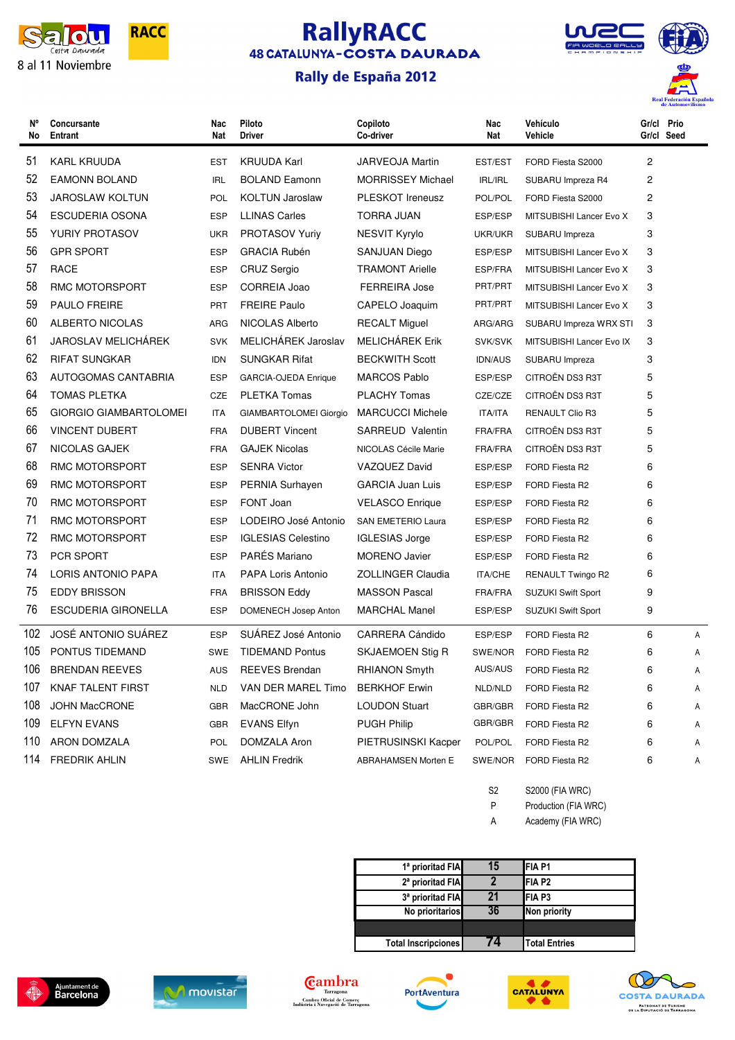Salou Costa Daurada

8 al 11 Noviembre

# RallyRACC

## 48 CATALUNYA-COSTA DAURADA

## Rally de España 2012

| Nº No | Concursante Entrant | Nac Nat | Piloto Driver | Copiloto Co-driver | Nac Nat | Vehículo Vehicle | Gr/cl Gr/cl | Prio Seed |
|---|---|---|---|---|---|---|---|---|
| 51 | KARL KRUUDA | EST | KRUUDA Karl | JARVEOJA Martin | EST/EST | FORD Fiesta S2000 | 2 | |
| 52 | EAMONN BOLAND | IRL | BOLAND Eamonn | MORRISSEY Michael | IRL/IRL | SUBARU Impreza R4 | 2 | |
| 53 | JAROSLAW KOLTUN | POL | KOLTUN Jaroslaw | PLESKOT Ireneusz | POL/POL | FORD Fiesta S2000 | 2 | |
| 54 | ESCUDERIA OSONA | ESP | LLINAS Carles | TORRA JUAN | ESP/ESP | MITSUBISHI Lancer Evo X | 3 | |
| 55 | YURIY PROTASOV | UKR | PROTASOV Yuriy | NESVIT Kyrylo | UKR/UKR | SUBARU Impreza | 3 | |
| 56 | GPR SPORT | ESP | GRACIA Rubén | SANJUAN Diego | ESP/ESP | MITSUBISHI Lancer Evo X | 3 | |
| 57 | RACE | ESP | CRUZ Sergio | TRAMONT Arielle | ESP/FRA | MITSUBISHI Lancer Evo X | 3 | |
| 58 | RMC MOTORSPORT | ESP | CORREIA Joao | FERREIRA Jose | PRT/PRT | MITSUBISHI Lancer Evo X | 3 | |
| 59 | PAULO FREIRE | PRT | FREIRE Paulo | CAPELO Joaquim | PRT/PRT | MITSUBISHI Lancer Evo X | 3 | |
| 60 | ALBERTO NICOLAS | ARG | NICOLAS Alberto | RECALT Miguel | ARG/ARG | SUBARU Impreza WRX STI | 3 | |
| 61 | JAROSLAV MELICHÁREK | SVK | MELICHÁREK Jaroslav | MELICHÁREK Erik | SVK/SVK | MITSUBISHI Lancer Evo IX | 3 | |
| 62 | RIFAT SUNGKAR | IDN | SUNGKAR Rifat | BECKWITH Scott | IDN/AUS | SUBARU Impreza | 3 | |
| 63 | AUTOGOMAS CANTABRIA | ESP | GARCIA-OJEDA Enrique | MARCOS Pablo | ESP/ESP | CITROËN DS3 R3T | 5 | |
| 64 | TOMAS PLETKA | CZE | PLETKA Tomas | PLACHY Tomas | CZE/CZE | CITROËN DS3 R3T | 5 | |
| 65 | GIORGIO GIAMBARTOLOMEI | ITA | GIAMBARTOLOMEI Giorgio | MARCUCCI Michele | ITA/ITA | RENAULT Clio R3 | 5 | |
| 66 | VINCENT DUBERT | FRA | DUBERT Vincent | SARREUD Valentin | FRA/FRA | CITROËN DS3 R3T | 5 | |
| 67 | NICOLAS GAJEK | FRA | GAJEK Nicolas | NICOLAS Cécile Marie | FRA/FRA | CITROËN DS3 R3T | 5 | |
| 68 | RMC MOTORSPORT | ESP | SENRA Victor | VAZQUEZ David | ESP/ESP | FORD Fiesta R2 | 6 | |
| 69 | RMC MOTORSPORT | ESP | PERNIA Surhayen | GARCIA Juan Luis | ESP/ESP | FORD Fiesta R2 | 6 | |
| 70 | RMC MOTORSPORT | ESP | FONT Joan | VELASCO Enrique | ESP/ESP | FORD Fiesta R2 | 6 | |
| 71 | RMC MOTORSPORT | ESP | LODEIRO José Antonio | SAN EMETERIO Laura | ESP/ESP | FORD Fiesta R2 | 6 | |
| 72 | RMC MOTORSPORT | ESP | IGLESIAS Celestino | IGLESIAS Jorge | ESP/ESP | FORD Fiesta R2 | 6 | |
| 73 | PCR SPORT | ESP | PARÉS Mariano | MORENO Javier | ESP/ESP | FORD Fiesta R2 | 6 | |
| 74 | LORIS ANTONIO PAPA | ITA | PAPA Loris Antonio | ZOLLINGER Claudia | ITA/CHE | RENAULT Twingo R2 | 6 | |
| 75 | EDDY BRISSON | FRA | BRISSON Eddy | MASSON Pascal | FRA/FRA | SUZUKI Swift Sport | 9 | |
| 76 | ESCUDERIA GIRONELLA | ESP | DOMENECH Josep Anton | MARCHAL Manel | ESP/ESP | SUZUKI Swift Sport | 9 | |
| 102 | JOSÉ ANTONIO SUÁREZ | ESP | SUÁREZ José Antonio | CARRERA Cándido | ESP/ESP | FORD Fiesta R2 | 6 | A |
| 105 | PONTUS TIDEMAND | SWE | TIDEMAND Pontus | SKJAEMOEN Stig R | SWE/NOR | FORD Fiesta R2 | 6 | A |
| 106 | BRENDAN REEVES | AUS | REEVES Brendan | RHIANON Smyth | AUS/AUS | FORD Fiesta R2 | 6 | A |
| 107 | KNAF TALENT FIRST | NLD | VAN DER MAREL Timo | BERKHOF Erwin | NLD/NLD | FORD Fiesta R2 | 6 | A |
| 108 | JOHN MacCRONE | GBR | MacCRONE John | LOUDON Stuart | GBR/GBR | FORD Fiesta R2 | 6 | A |
| 109 | ELFYN EVANS | GBR | EVANS Elfyn | PUGH Philip | GBR/GBR | FORD Fiesta R2 | 6 | A |
| 110 | ARON DOMZALA | POL | DOMZALA Aron | PIETRUSINSKI Kacper | POL/POL | FORD Fiesta R2 | 6 | A |
| 114 | FREDRIK AHLIN | SWE | AHLIN Fredrik | ABRAHAMSEN Morten E | SWE/NOR | FORD Fiesta R2 | 6 | A |

S2 S2000 (FIA WRC)
P Production (FIA WRC)
A Academy (FIA WRC)

| | | |
|---|---|---|
| 1ª prioritad FIA | 15 | FIA P1 |
| 2ª prioritad FIA | 2 | FIA P2 |
| 3ª prioritad FIA | 21 | FIA P3 |
| No prioritarios | 36 | Non priority |
| | | |
| Total Inscripciones | 74 | Total Entries |